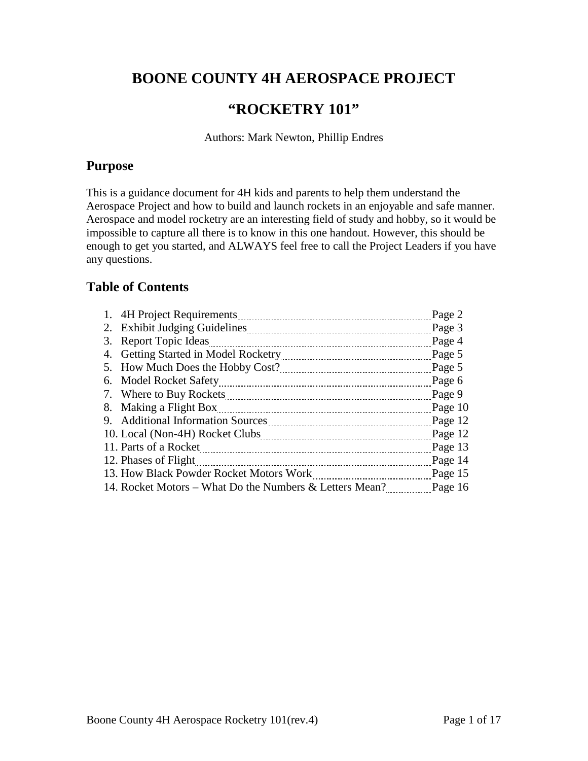# BOONE COUNTY 4H AEROSPACE PROJECT

# "ROCKETRY 101"

Authors: Mark Newton, Phillip Endres

## Purpose

This is a guidance document for 4H kids and parents to help them understand the Aerospace Project and how to build and launch rockets in an enjoyable and safe manner. Aerospace and model rocketry are an interesting field of study and hobby, so it would be impossible to capture all there is to know in this one handout. However, this should be enough to get you started, and ALWAYS feel free to call the Project Leaders if you have any questions.

## Table of Contents

1. 4H Project Requirements .......... Page 2
2. Exhibit Judging Guidelines .......... Page 3
3. Report Topic Ideas .......... Page 4
4. Getting Started in Model Rocketry .......... Page 5
5. How Much Does the Hobby Cost? .......... Page 5
6. Model Rocket Safety .......... Page 6
7. Where to Buy Rockets .......... Page 9
8. Making a Flight Box .......... Page 10
9. Additional Information Sources .......... Page 12
10. Local (Non-4H) Rocket Clubs .......... Page 12
11. Parts of a Rocket .......... Page 13
12. Phases of Flight .......... Page 14
13. How Black Powder Rocket Motors Work .......... Page 15
14. Rocket Motors – What Do the Numbers & Letters Mean? .......... Page 16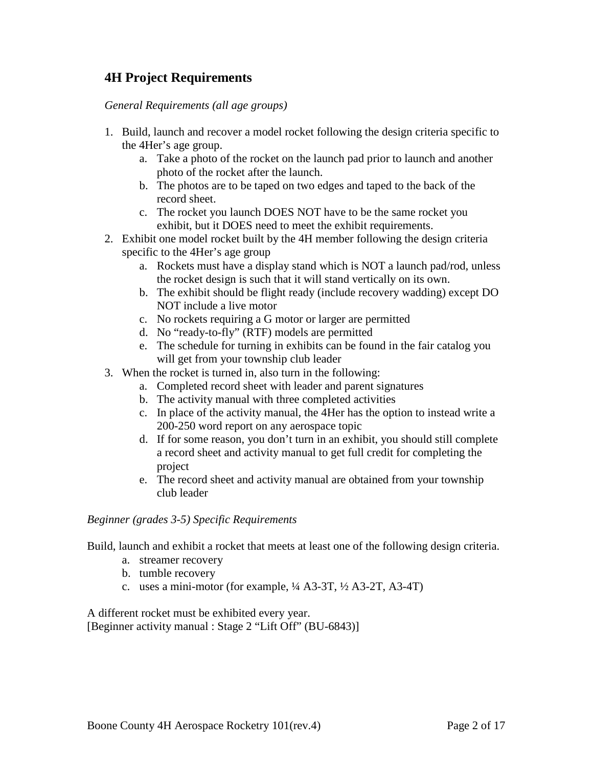## 4H Project Requirements

*General Requirements (all age groups)*

1. Build, launch and recover a model rocket following the design criteria specific to the 4Her's age group.
    a. Take a photo of the rocket on the launch pad prior to launch and another photo of the rocket after the launch.
    b. The photos are to be taped on two edges and taped to the back of the record sheet.
    c. The rocket you launch DOES NOT have to be the same rocket you exhibit, but it DOES need to meet the exhibit requirements.
2. Exhibit one model rocket built by the 4H member following the design criteria specific to the 4Her's age group
    a. Rockets must have a display stand which is NOT a launch pad/rod, unless the rocket design is such that it will stand vertically on its own.
    b. The exhibit should be flight ready (include recovery wadding) except DO NOT include a live motor
    c. No rockets requiring a G motor or larger are permitted
    d. No "ready-to-fly" (RTF) models are permitted
    e. The schedule for turning in exhibits can be found in the fair catalog you will get from your township club leader
3. When the rocket is turned in, also turn in the following:
    a. Completed record sheet with leader and parent signatures
    b. The activity manual with three completed activities
    c. In place of the activity manual, the 4Her has the option to instead write a 200-250 word report on any aerospace topic
    d. If for some reason, you don't turn in an exhibit, you should still complete a record sheet and activity manual to get full credit for completing the project
    e. The record sheet and activity manual are obtained from your township club leader

*Beginner (grades 3-5) Specific Requirements*

Build, launch and exhibit a rocket that meets at least one of the following design criteria.

a. streamer recovery
b. tumble recovery
c. uses a mini-motor (for example, ¼ A3-3T, ½ A3-2T, A3-4T)

A different rocket must be exhibited every year.
[Beginner activity manual : Stage 2 "Lift Off" (BU-6843)]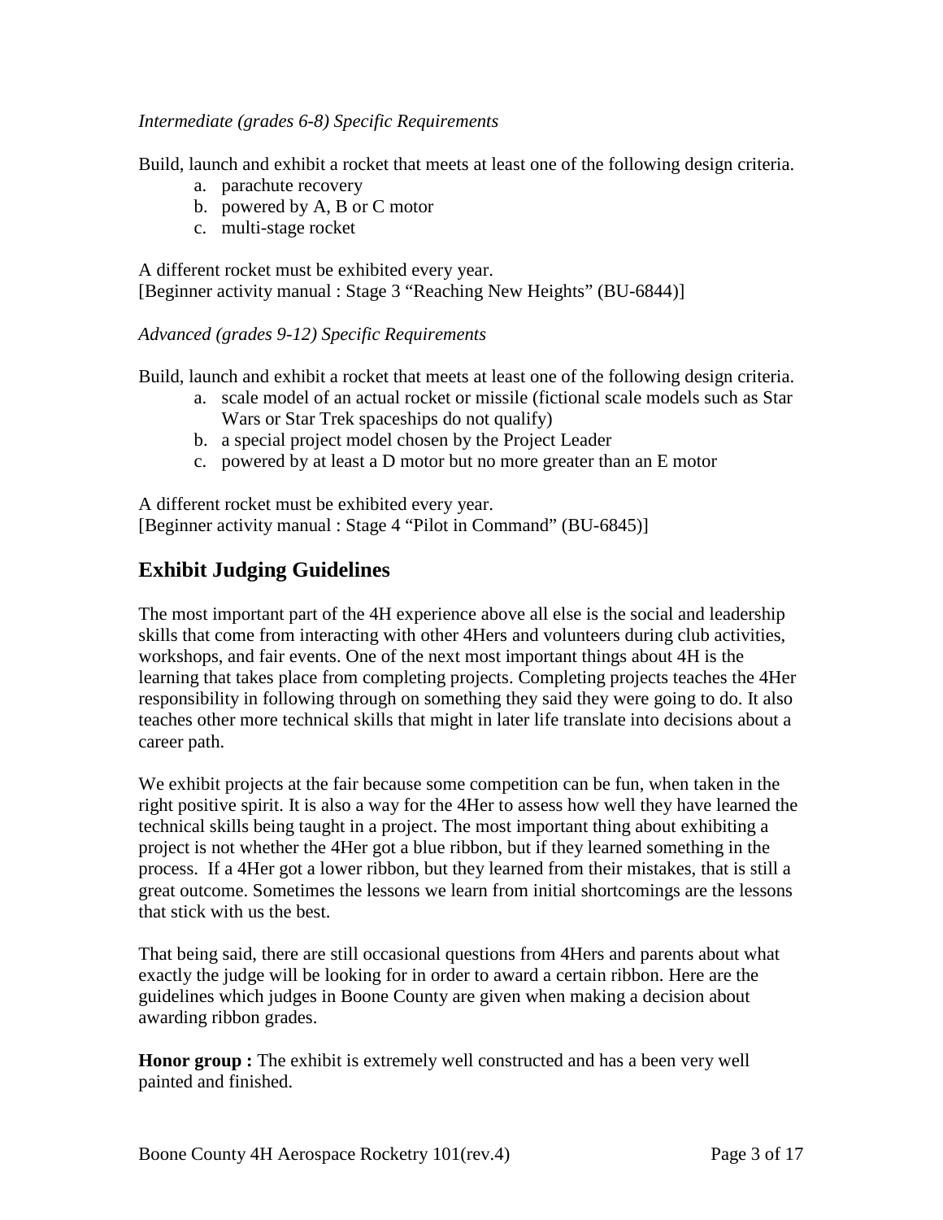*Intermediate (grades 6-8) Specific Requirements*

Build, launch and exhibit a rocket that meets at least one of the following design criteria.

a. parachute recovery
b. powered by A, B or C motor
c. multi-stage rocket

A different rocket must be exhibited every year.
[Beginner activity manual : Stage 3 "Reaching New Heights" (BU-6844)]

*Advanced (grades 9-12) Specific Requirements*

Build, launch and exhibit a rocket that meets at least one of the following design criteria.

a. scale model of an actual rocket or missile (fictional scale models such as Star Wars or Star Trek spaceships do not qualify)
b. a special project model chosen by the Project Leader
c. powered by at least a D motor but no more greater than an E motor

A different rocket must be exhibited every year.
[Beginner activity manual : Stage 4 "Pilot in Command" (BU-6845)]

## Exhibit Judging Guidelines

The most important part of the 4H experience above all else is the social and leadership skills that come from interacting with other 4Hers and volunteers during club activities, workshops, and fair events. One of the next most important things about 4H is the learning that takes place from completing projects. Completing projects teaches the 4Her responsibility in following through on something they said they were going to do. It also teaches other more technical skills that might in later life translate into decisions about a career path.

We exhibit projects at the fair because some competition can be fun, when taken in the right positive spirit. It is also a way for the 4Her to assess how well they have learned the technical skills being taught in a project. The most important thing about exhibiting a project is not whether the 4Her got a blue ribbon, but if they learned something in the process. If a 4Her got a lower ribbon, but they learned from their mistakes, that is still a great outcome. Sometimes the lessons we learn from initial shortcomings are the lessons that stick with us the best.

That being said, there are still occasional questions from 4Hers and parents about what exactly the judge will be looking for in order to award a certain ribbon. Here are the guidelines which judges in Boone County are given when making a decision about awarding ribbon grades.

**Honor group :** The exhibit is extremely well constructed and has a been very well painted and finished.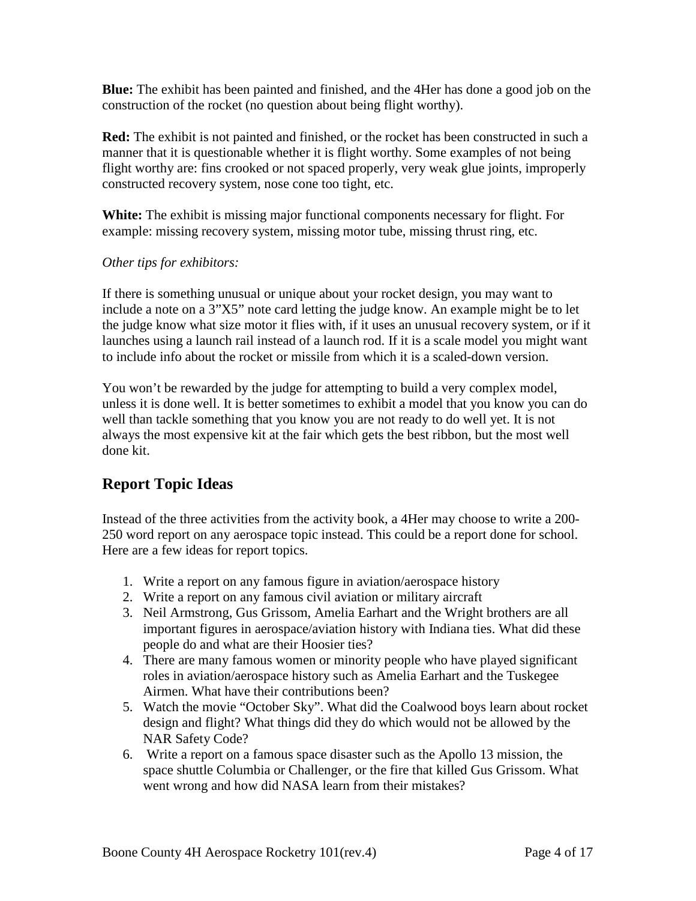**Blue:** The exhibit has been painted and finished, and the 4Her has done a good job on the construction of the rocket (no question about being flight worthy).

**Red:** The exhibit is not painted and finished, or the rocket has been constructed in such a manner that it is questionable whether it is flight worthy. Some examples of not being flight worthy are: fins crooked or not spaced properly, very weak glue joints, improperly constructed recovery system, nose cone too tight, etc.

**White:** The exhibit is missing major functional components necessary for flight. For example: missing recovery system, missing motor tube, missing thrust ring, etc.

*Other tips for exhibitors:*

If there is something unusual or unique about your rocket design, you may want to include a note on a 3"X5" note card letting the judge know. An example might be to let the judge know what size motor it flies with, if it uses an unusual recovery system, or if it launches using a launch rail instead of a launch rod. If it is a scale model you might want to include info about the rocket or missile from which it is a scaled-down version.

You won't be rewarded by the judge for attempting to build a very complex model, unless it is done well. It is better sometimes to exhibit a model that you know you can do well than tackle something that you know you are not ready to do well yet. It is not always the most expensive kit at the fair which gets the best ribbon, but the most well done kit.

## Report Topic Ideas

Instead of the three activities from the activity book, a 4Her may choose to write a 200-250 word report on any aerospace topic instead. This could be a report done for school. Here are a few ideas for report topics.

1. Write a report on any famous figure in aviation/aerospace history
2. Write a report on any famous civil aviation or military aircraft
3. Neil Armstrong, Gus Grissom, Amelia Earhart and the Wright brothers are all important figures in aerospace/aviation history with Indiana ties. What did these people do and what are their Hoosier ties?
4. There are many famous women or minority people who have played significant roles in aviation/aerospace history such as Amelia Earhart and the Tuskegee Airmen. What have their contributions been?
5. Watch the movie "October Sky". What did the Coalwood boys learn about rocket design and flight? What things did they do which would not be allowed by the NAR Safety Code?
6. Write a report on a famous space disaster such as the Apollo 13 mission, the space shuttle Columbia or Challenger, or the fire that killed Gus Grissom. What went wrong and how did NASA learn from their mistakes?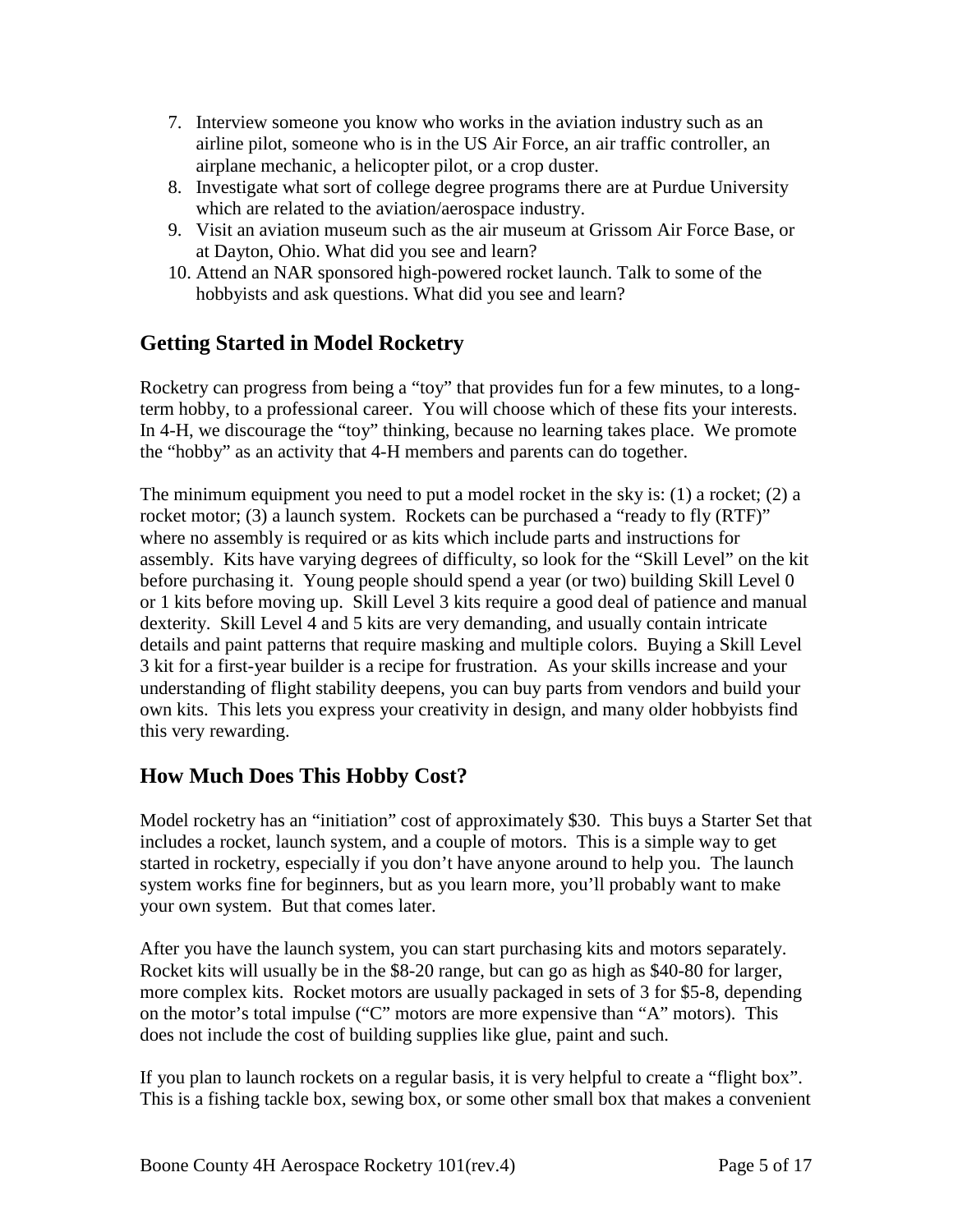7. Interview someone you know who works in the aviation industry such as an airline pilot, someone who is in the US Air Force, an air traffic controller, an airplane mechanic, a helicopter pilot, or a crop duster.
8. Investigate what sort of college degree programs there are at Purdue University which are related to the aviation/aerospace industry.
9. Visit an aviation museum such as the air museum at Grissom Air Force Base, or at Dayton, Ohio. What did you see and learn?
10. Attend an NAR sponsored high-powered rocket launch. Talk to some of the hobbyists and ask questions. What did you see and learn?

## Getting Started in Model Rocketry

Rocketry can progress from being a "toy" that provides fun for a few minutes, to a long-term hobby, to a professional career. You will choose which of these fits your interests. In 4-H, we discourage the "toy" thinking, because no learning takes place. We promote the "hobby" as an activity that 4-H members and parents can do together.

The minimum equipment you need to put a model rocket in the sky is: (1) a rocket; (2) a rocket motor; (3) a launch system. Rockets can be purchased a "ready to fly (RTF)" where no assembly is required or as kits which include parts and instructions for assembly. Kits have varying degrees of difficulty, so look for the "Skill Level" on the kit before purchasing it. Young people should spend a year (or two) building Skill Level 0 or 1 kits before moving up. Skill Level 3 kits require a good deal of patience and manual dexterity. Skill Level 4 and 5 kits are very demanding, and usually contain intricate details and paint patterns that require masking and multiple colors. Buying a Skill Level 3 kit for a first-year builder is a recipe for frustration. As your skills increase and your understanding of flight stability deepens, you can buy parts from vendors and build your own kits. This lets you express your creativity in design, and many older hobbyists find this very rewarding.

## How Much Does This Hobby Cost?

Model rocketry has an "initiation" cost of approximately $30. This buys a Starter Set that includes a rocket, launch system, and a couple of motors. This is a simple way to get started in rocketry, especially if you don't have anyone around to help you. The launch system works fine for beginners, but as you learn more, you'll probably want to make your own system. But that comes later.

After you have the launch system, you can start purchasing kits and motors separately. Rocket kits will usually be in the $8-20 range, but can go as high as $40-80 for larger, more complex kits. Rocket motors are usually packaged in sets of 3 for $5-8, depending on the motor's total impulse ("C" motors are more expensive than "A" motors). This does not include the cost of building supplies like glue, paint and such.

If you plan to launch rockets on a regular basis, it is very helpful to create a "flight box". This is a fishing tackle box, sewing box, or some other small box that makes a convenient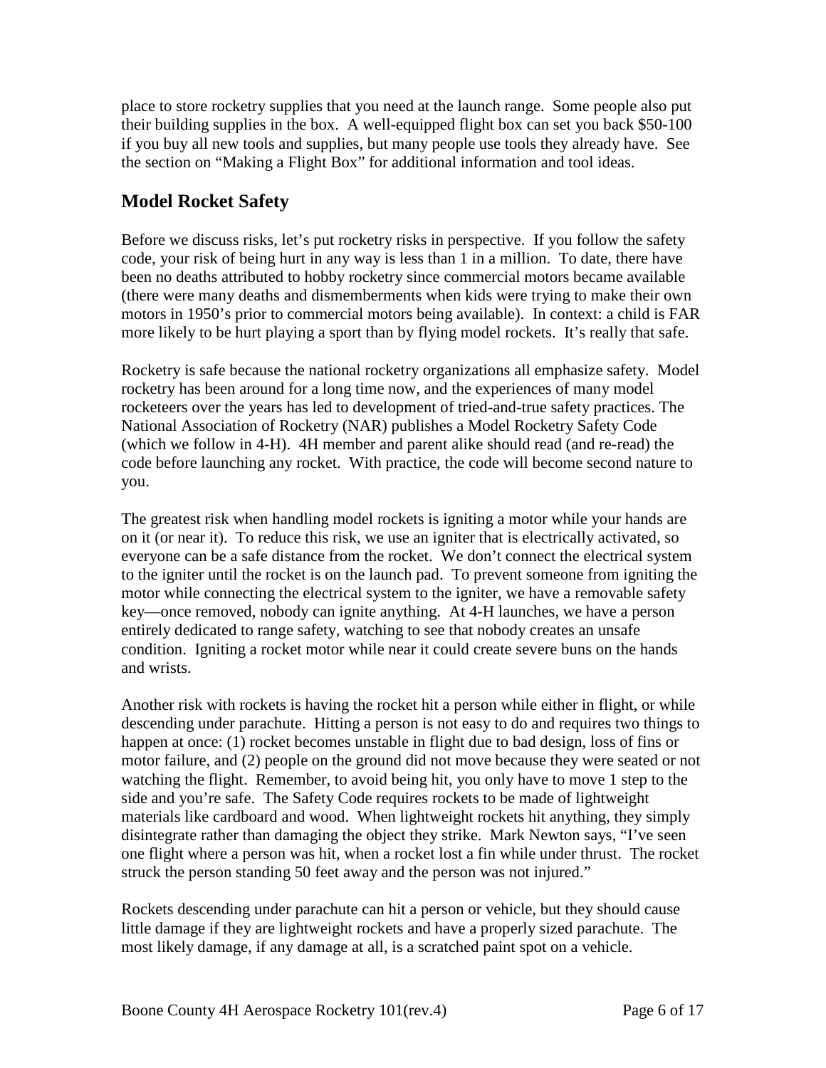place to store rocketry supplies that you need at the launch range. Some people also put their building supplies in the box. A well-equipped flight box can set you back $50-100 if you buy all new tools and supplies, but many people use tools they already have. See the section on "Making a Flight Box" for additional information and tool ideas.

## Model Rocket Safety

Before we discuss risks, let's put rocketry risks in perspective. If you follow the safety code, your risk of being hurt in any way is less than 1 in a million. To date, there have been no deaths attributed to hobby rocketry since commercial motors became available (there were many deaths and dismemberments when kids were trying to make their own motors in 1950's prior to commercial motors being available). In context: a child is FAR more likely to be hurt playing a sport than by flying model rockets. It's really that safe.

Rocketry is safe because the national rocketry organizations all emphasize safety. Model rocketry has been around for a long time now, and the experiences of many model rocketeers over the years has led to development of tried-and-true safety practices. The National Association of Rocketry (NAR) publishes a Model Rocketry Safety Code (which we follow in 4-H). 4H member and parent alike should read (and re-read) the code before launching any rocket. With practice, the code will become second nature to you.

The greatest risk when handling model rockets is igniting a motor while your hands are on it (or near it). To reduce this risk, we use an igniter that is electrically activated, so everyone can be a safe distance from the rocket. We don't connect the electrical system to the igniter until the rocket is on the launch pad. To prevent someone from igniting the motor while connecting the electrical system to the igniter, we have a removable safety key—once removed, nobody can ignite anything. At 4-H launches, we have a person entirely dedicated to range safety, watching to see that nobody creates an unsafe condition. Igniting a rocket motor while near it could create severe buns on the hands and wrists.

Another risk with rockets is having the rocket hit a person while either in flight, or while descending under parachute. Hitting a person is not easy to do and requires two things to happen at once: (1) rocket becomes unstable in flight due to bad design, loss of fins or motor failure, and (2) people on the ground did not move because they were seated or not watching the flight. Remember, to avoid being hit, you only have to move 1 step to the side and you're safe. The Safety Code requires rockets to be made of lightweight materials like cardboard and wood. When lightweight rockets hit anything, they simply disintegrate rather than damaging the object they strike. Mark Newton says, "I've seen one flight where a person was hit, when a rocket lost a fin while under thrust. The rocket struck the person standing 50 feet away and the person was not injured."

Rockets descending under parachute can hit a person or vehicle, but they should cause little damage if they are lightweight rockets and have a properly sized parachute. The most likely damage, if any damage at all, is a scratched paint spot on a vehicle.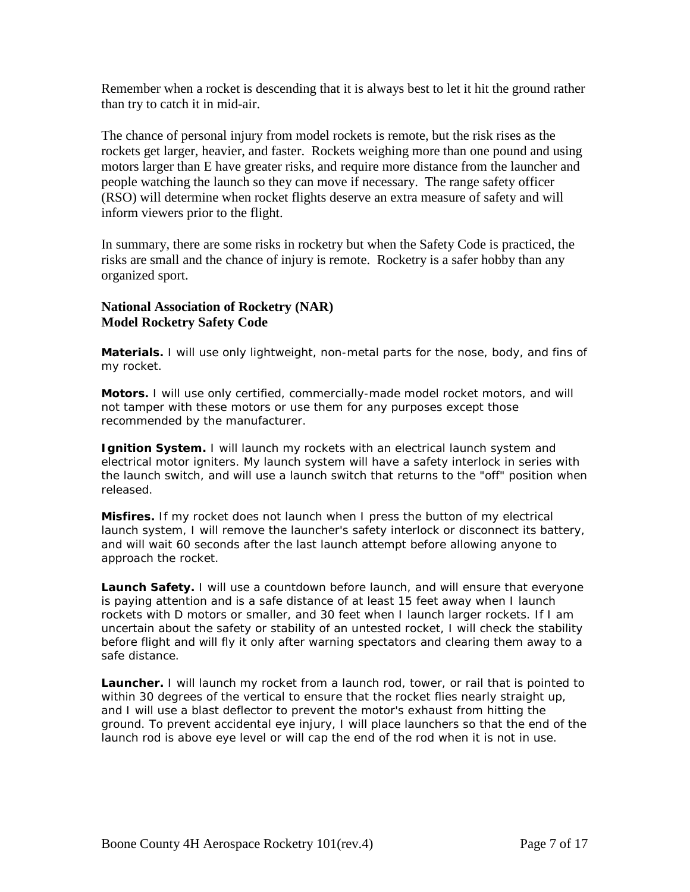Remember when a rocket is descending that it is always best to let it hit the ground rather than try to catch it in mid-air.

The chance of personal injury from model rockets is remote, but the risk rises as the rockets get larger, heavier, and faster. Rockets weighing more than one pound and using motors larger than E have greater risks, and require more distance from the launcher and people watching the launch so they can move if necessary. The range safety officer (RSO) will determine when rocket flights deserve an extra measure of safety and will inform viewers prior to the flight.

In summary, there are some risks in rocketry but when the Safety Code is practiced, the risks are small and the chance of injury is remote. Rocketry is a safer hobby than any organized sport.

### National Association of Rocketry (NAR)
### Model Rocketry Safety Code

**Materials.** I will use only lightweight, non-metal parts for the nose, body, and fins of my rocket.

**Motors.** I will use only certified, commercially-made model rocket motors, and will not tamper with these motors or use them for any purposes except those recommended by the manufacturer.

**Ignition System.** I will launch my rockets with an electrical launch system and electrical motor igniters. My launch system will have a safety interlock in series with the launch switch, and will use a launch switch that returns to the "off" position when released.

**Misfires.** If my rocket does not launch when I press the button of my electrical launch system, I will remove the launcher's safety interlock or disconnect its battery, and will wait 60 seconds after the last launch attempt before allowing anyone to approach the rocket.

**Launch Safety.** I will use a countdown before launch, and will ensure that everyone is paying attention and is a safe distance of at least 15 feet away when I launch rockets with D motors or smaller, and 30 feet when I launch larger rockets. If I am uncertain about the safety or stability of an untested rocket, I will check the stability before flight and will fly it only after warning spectators and clearing them away to a safe distance.

**Launcher.** I will launch my rocket from a launch rod, tower, or rail that is pointed to within 30 degrees of the vertical to ensure that the rocket flies nearly straight up, and I will use a blast deflector to prevent the motor's exhaust from hitting the ground. To prevent accidental eye injury, I will place launchers so that the end of the launch rod is above eye level or will cap the end of the rod when it is not in use.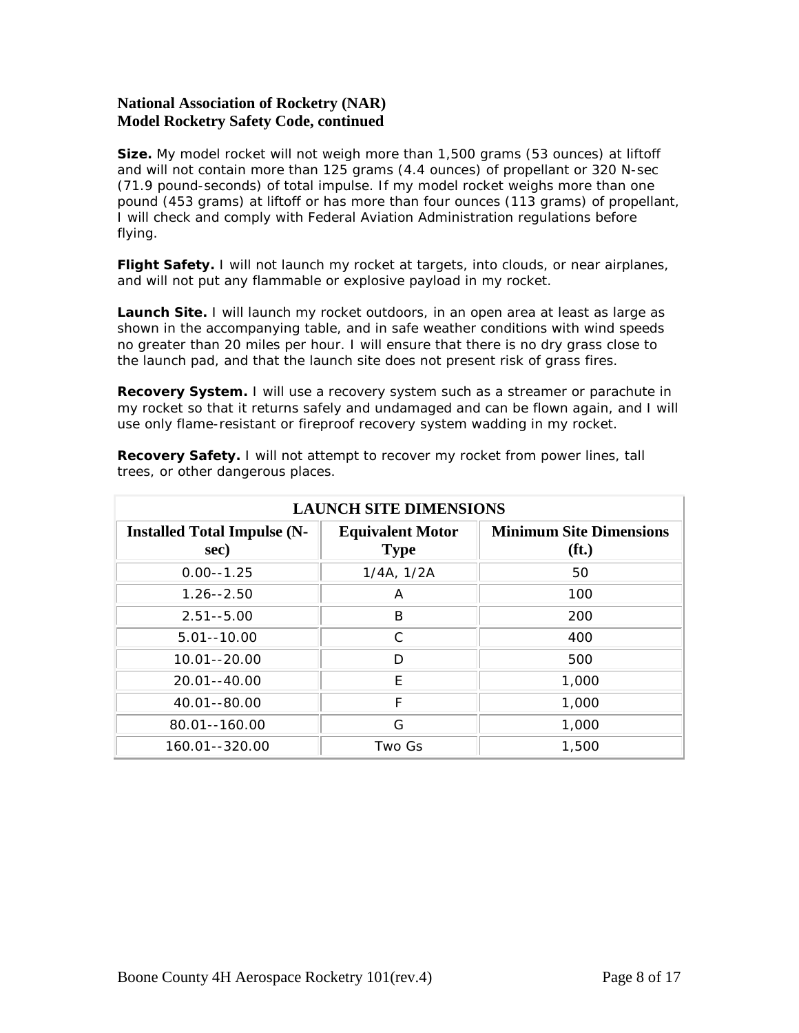## National Association of Rocketry (NAR)
## Model Rocketry Safety Code, continued

**Size.** My model rocket will not weigh more than 1,500 grams (53 ounces) at liftoff and will not contain more than 125 grams (4.4 ounces) of propellant or 320 N-sec (71.9 pound-seconds) of total impulse. If my model rocket weighs more than one pound (453 grams) at liftoff or has more than four ounces (113 grams) of propellant, I will check and comply with Federal Aviation Administration regulations before flying.

**Flight Safety.** I will not launch my rocket at targets, into clouds, or near airplanes, and will not put any flammable or explosive payload in my rocket.

**Launch Site.** I will launch my rocket outdoors, in an open area at least as large as shown in the accompanying table, and in safe weather conditions with wind speeds no greater than 20 miles per hour. I will ensure that there is no dry grass close to the launch pad, and that the launch site does not present risk of grass fires.

**Recovery System.** I will use a recovery system such as a streamer or parachute in my rocket so that it returns safely and undamaged and can be flown again, and I will use only flame-resistant or fireproof recovery system wadding in my rocket.

**Recovery Safety.** I will not attempt to recover my rocket from power lines, tall trees, or other dangerous places.

| LAUNCH SITE DIMENSIONS | | |
|---|---|---|
| **Installed Total Impulse (N-sec)** | **Equivalent Motor Type** | **Minimum Site Dimensions (ft.)** |
| 0.00--1.25 | 1/4A, 1/2A | 50 |
| 1.26--2.50 | A | 100 |
| 2.51--5.00 | B | 200 |
| 5.01--10.00 | C | 400 |
| 10.01--20.00 | D | 500 |
| 20.01--40.00 | E | 1,000 |
| 40.01--80.00 | F | 1,000 |
| 80.01--160.00 | G | 1,000 |
| 160.01--320.00 | Two Gs | 1,500 |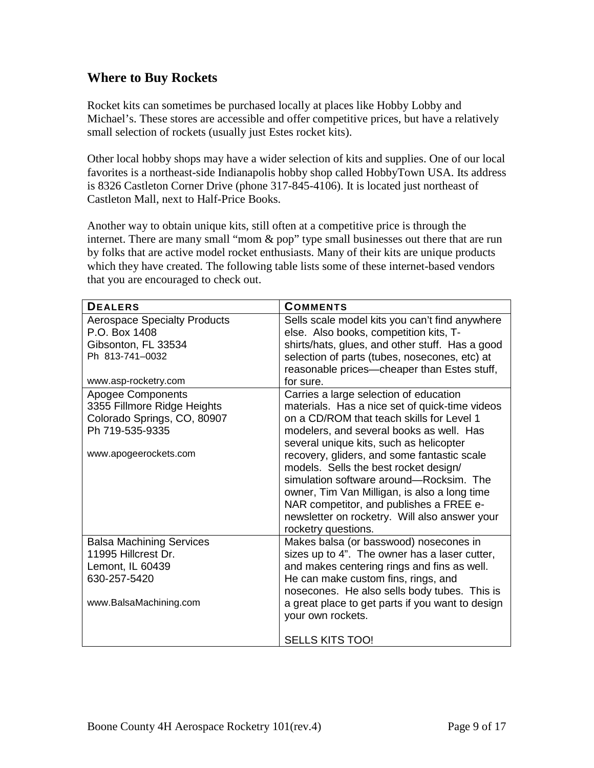## Where to Buy Rockets

Rocket kits can sometimes be purchased locally at places like Hobby Lobby and Michael's. These stores are accessible and offer competitive prices, but have a relatively small selection of rockets (usually just Estes rocket kits).

Other local hobby shops may have a wider selection of kits and supplies. One of our local favorites is a northeast-side Indianapolis hobby shop called HobbyTown USA. Its address is 8326 Castleton Corner Drive (phone 317-845-4106). It is located just northeast of Castleton Mall, next to Half-Price Books.

Another way to obtain unique kits, still often at a competitive price is through the internet. There are many small "mom & pop" type small businesses out there that are run by folks that are active model rocket enthusiasts. Many of their kits are unique products which they have created. The following table lists some of these internet-based vendors that you are encouraged to check out.

| DEALERS | COMMENTS |
| --- | --- |
| Aerospace Specialty Products<br>P.O. Box 1408<br>Gibsonton, FL 33534<br>Ph 813-741–0032<br><br>www.asp-rocketry.com | Sells scale model kits you can't find anywhere else. Also books, competition kits, T-shirts/hats, glues, and other stuff. Has a good selection of parts (tubes, nosecones, etc) at reasonable prices—cheaper than Estes stuff, for sure. |
| Apogee Components<br>3355 Fillmore Ridge Heights<br>Colorado Springs, CO, 80907<br>Ph 719-535-9335<br><br>www.apogeerockets.com | Carries a large selection of education materials. Has a nice set of quick-time videos on a CD/ROM that teach skills for Level 1 modelers, and several books as well. Has several unique kits, such as helicopter recovery, gliders, and some fantastic scale models. Sells the best rocket design/ simulation software around—Rocksim. The owner, Tim Van Milligan, is also a long time NAR competitor, and publishes a FREE e-newsletter on rocketry. Will also answer your rocketry questions. |
| Balsa Machining Services<br>11995 Hillcrest Dr.<br>Lemont, IL 60439<br>630-257-5420<br><br>www.BalsaMachining.com | Makes balsa (or basswood) nosecones in sizes up to 4". The owner has a laser cutter, and makes centering rings and fins as well. He can make custom fins, rings, and nosecones. He also sells body tubes. This is a great place to get parts if you want to design your own rockets.<br><br>SELLS KITS TOO! |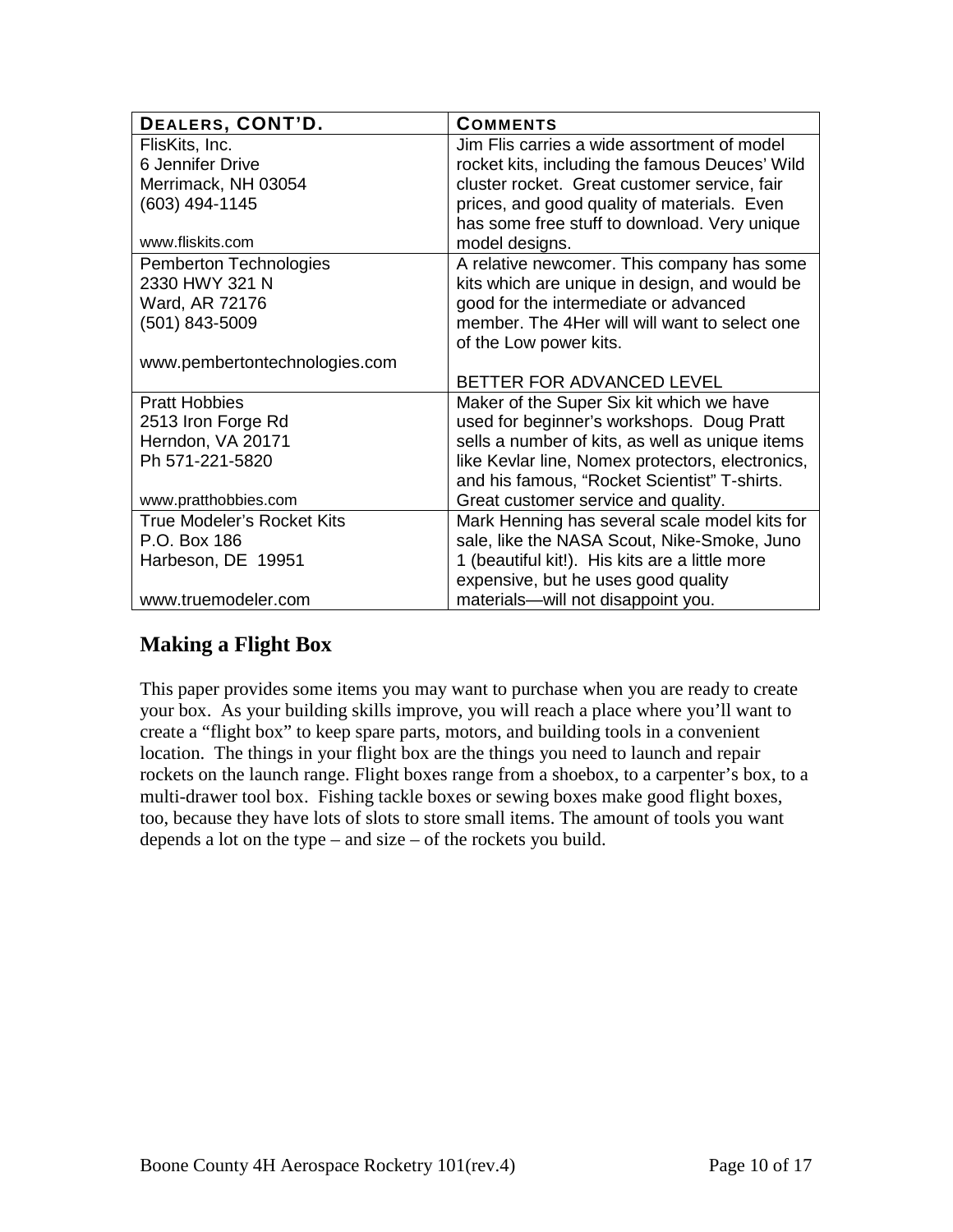| DEALERS, CONT'D. | COMMENTS |
|---|---|
| FlisKits, Inc.<br>6 Jennifer Drive<br>Merrimack, NH 03054<br>(603) 494-1145<br><br>www.fliskits.com | Jim Flis carries a wide assortment of model rocket kits, including the famous Deuces' Wild cluster rocket. Great customer service, fair prices, and good quality of materials. Even has some free stuff to download. Very unique model designs. |
| Pemberton Technologies<br>2330 HWY 321 N<br>Ward, AR 72176<br>(501) 843-5009<br><br>www.pembertontechnologies.com | A relative newcomer. This company has some kits which are unique in design, and would be good for the intermediate or advanced member. The 4Her will will want to select one of the Low power kits.<br><br>BETTER FOR ADVANCED LEVEL |
| Pratt Hobbies<br>2513 Iron Forge Rd<br>Herndon, VA 20171<br>Ph 571-221-5820<br><br>www.pratthobbies.com | Maker of the Super Six kit which we have used for beginner's workshops. Doug Pratt sells a number of kits, as well as unique items like Kevlar line, Nomex protectors, electronics, and his famous, "Rocket Scientist" T-shirts. Great customer service and quality. |
| True Modeler's Rocket Kits<br>P.O. Box 186<br>Harbeson, DE 19951<br><br>www.truemodeler.com | Mark Henning has several scale model kits for sale, like the NASA Scout, Nike-Smoke, Juno 1 (beautiful kit!). His kits are a little more expensive, but he uses good quality materials—will not disappoint you. |

## Making a Flight Box

This paper provides some items you may want to purchase when you are ready to create your box. As your building skills improve, you will reach a place where you'll want to create a "flight box" to keep spare parts, motors, and building tools in a convenient location. The things in your flight box are the things you need to launch and repair rockets on the launch range. Flight boxes range from a shoebox, to a carpenter's box, to a multi-drawer tool box. Fishing tackle boxes or sewing boxes make good flight boxes, too, because they have lots of slots to store small items. The amount of tools you want depends a lot on the type – and size – of the rockets you build.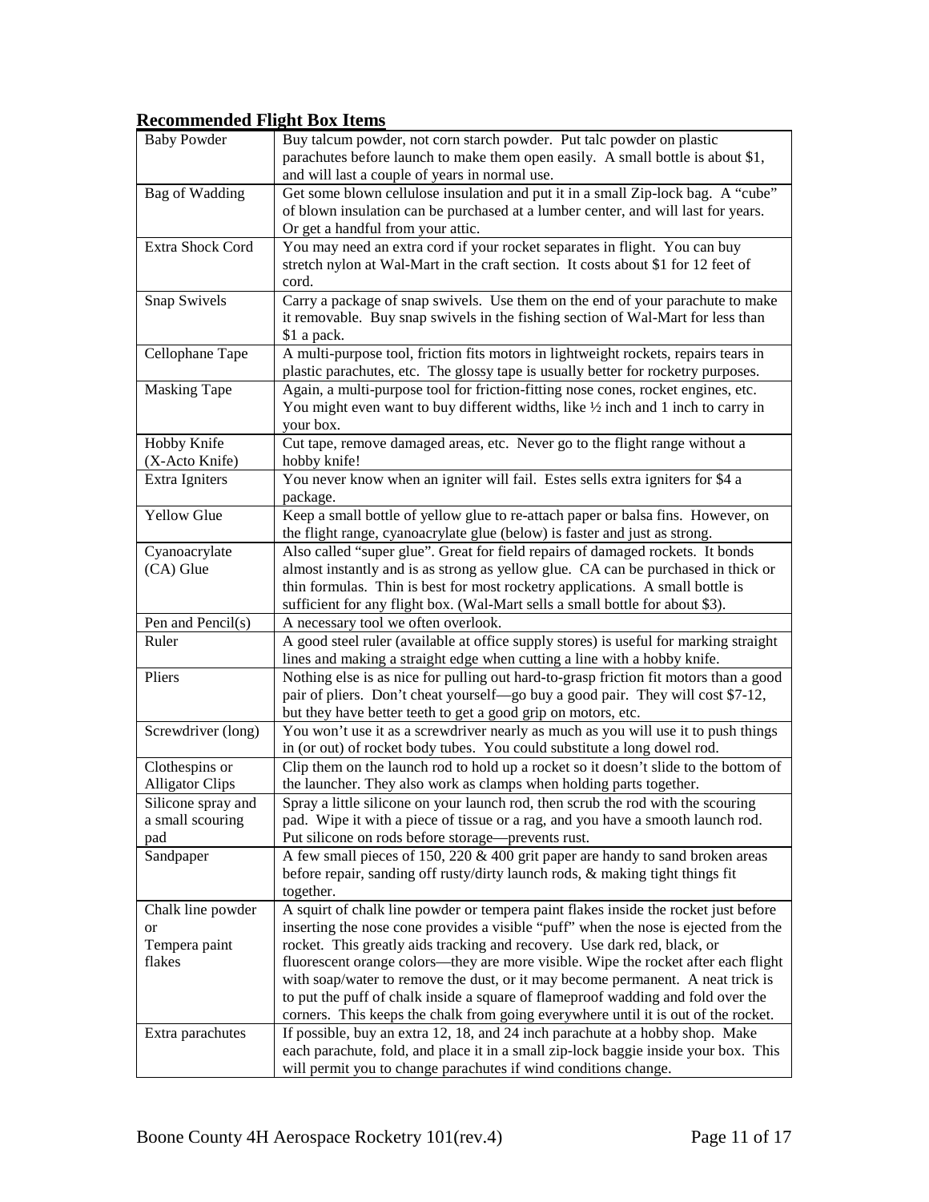## Recommended Flight Box Items

| | |
|---|---|
| Baby Powder | Buy talcum powder, not corn starch powder. Put talc powder on plastic parachutes before launch to make them open easily. A small bottle is about $1, and will last a couple of years in normal use. |
| Bag of Wadding | Get some blown cellulose insulation and put it in a small Zip-lock bag. A "cube" of blown insulation can be purchased at a lumber center, and will last for years. Or get a handful from your attic. |
| Extra Shock Cord | You may need an extra cord if your rocket separates in flight. You can buy stretch nylon at Wal-Mart in the craft section. It costs about $1 for 12 feet of cord. |
| Snap Swivels | Carry a package of snap swivels. Use them on the end of your parachute to make it removable. Buy snap swivels in the fishing section of Wal-Mart for less than $1 a pack. |
| Cellophane Tape | A multi-purpose tool, friction fits motors in lightweight rockets, repairs tears in plastic parachutes, etc. The glossy tape is usually better for rocketry purposes. |
| Masking Tape | Again, a multi-purpose tool for friction-fitting nose cones, rocket engines, etc. You might even want to buy different widths, like ½ inch and 1 inch to carry in your box. |
| Hobby Knife (X-Acto Knife) | Cut tape, remove damaged areas, etc. Never go to the flight range without a hobby knife! |
| Extra Igniters | You never know when an igniter will fail. Estes sells extra igniters for $4 a package. |
| Yellow Glue | Keep a small bottle of yellow glue to re-attach paper or balsa fins. However, on the flight range, cyanoacrylate glue (below) is faster and just as strong. |
| Cyanoacrylate (CA) Glue | Also called "super glue". Great for field repairs of damaged rockets. It bonds almost instantly and is as strong as yellow glue. CA can be purchased in thick or thin formulas. Thin is best for most rocketry applications. A small bottle is sufficient for any flight box. (Wal-Mart sells a small bottle for about $3). |
| Pen and Pencil(s) | A necessary tool we often overlook. |
| Ruler | A good steel ruler (available at office supply stores) is useful for marking straight lines and making a straight edge when cutting a line with a hobby knife. |
| Pliers | Nothing else is as nice for pulling out hard-to-grasp friction fit motors than a good pair of pliers. Don't cheat yourself—go buy a good pair. They will cost $7-12, but they have better teeth to get a good grip on motors, etc. |
| Screwdriver (long) | You won't use it as a screwdriver nearly as much as you will use it to push things in (or out) of rocket body tubes. You could substitute a long dowel rod. |
| Clothespins or Alligator Clips | Clip them on the launch rod to hold up a rocket so it doesn't slide to the bottom of the launcher. They also work as clamps when holding parts together. |
| Silicone spray and a small scouring pad | Spray a little silicone on your launch rod, then scrub the rod with the scouring pad. Wipe it with a piece of tissue or a rag, and you have a smooth launch rod. Put silicone on rods before storage—prevents rust. |
| Sandpaper | A few small pieces of 150, 220 & 400 grit paper are handy to sand broken areas before repair, sanding off rusty/dirty launch rods, & making tight things fit together. |
| Chalk line powder or Tempera paint flakes | A squirt of chalk line powder or tempera paint flakes inside the rocket just before inserting the nose cone provides a visible "puff" when the nose is ejected from the rocket. This greatly aids tracking and recovery. Use dark red, black, or fluorescent orange colors—they are more visible. Wipe the rocket after each flight with soap/water to remove the dust, or it may become permanent. A neat trick is to put the puff of chalk inside a square of flameproof wadding and fold over the corners. This keeps the chalk from going everywhere until it is out of the rocket. |
| Extra parachutes | If possible, buy an extra 12, 18, and 24 inch parachute at a hobby shop. Make each parachute, fold, and place it in a small zip-lock baggie inside your box. This will permit you to change parachutes if wind conditions change. |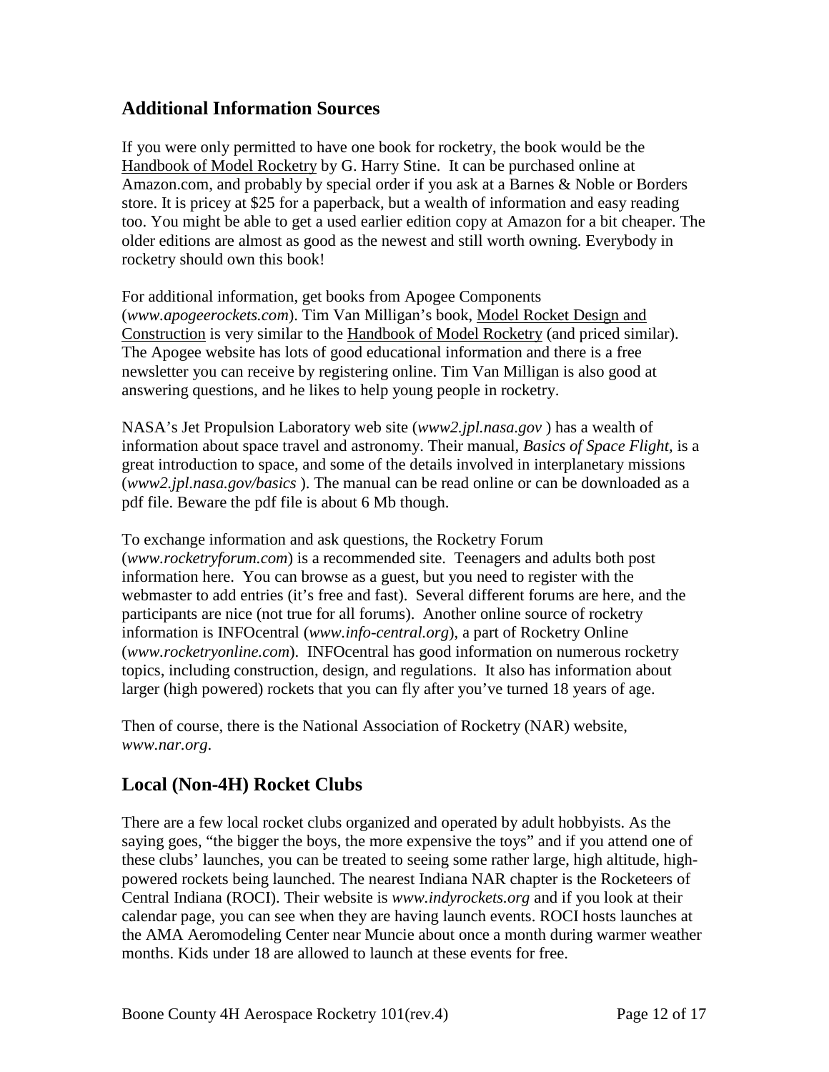## Additional Information Sources

If you were only permitted to have one book for rocketry, the book would be the Handbook of Model Rocketry by G. Harry Stine. It can be purchased online at Amazon.com, and probably by special order if you ask at a Barnes & Noble or Borders store. It is pricey at $25 for a paperback, but a wealth of information and easy reading too. You might be able to get a used earlier edition copy at Amazon for a bit cheaper. The older editions are almost as good as the newest and still worth owning. Everybody in rocketry should own this book!

For additional information, get books from Apogee Components (*www.apogeerockets.com*). Tim Van Milligan's book, Model Rocket Design and Construction is very similar to the Handbook of Model Rocketry (and priced similar). The Apogee website has lots of good educational information and there is a free newsletter you can receive by registering online. Tim Van Milligan is also good at answering questions, and he likes to help young people in rocketry.

NASA's Jet Propulsion Laboratory web site (*www2.jpl.nasa.gov* ) has a wealth of information about space travel and astronomy. Their manual, *Basics of Space Flight,* is a great introduction to space, and some of the details involved in interplanetary missions (*www2.jpl.nasa.gov/basics* ). The manual can be read online or can be downloaded as a pdf file. Beware the pdf file is about 6 Mb though.

To exchange information and ask questions, the Rocketry Forum (*www.rocketryforum.com*) is a recommended site. Teenagers and adults both post information here. You can browse as a guest, but you need to register with the webmaster to add entries (it's free and fast). Several different forums are here, and the participants are nice (not true for all forums). Another online source of rocketry information is INFOcentral (*www.info-central.org*), a part of Rocketry Online (*www.rocketryonline.com*). INFOcentral has good information on numerous rocketry topics, including construction, design, and regulations. It also has information about larger (high powered) rockets that you can fly after you've turned 18 years of age.

Then of course, there is the National Association of Rocketry (NAR) website, *www.nar.org*.

## Local (Non-4H) Rocket Clubs

There are a few local rocket clubs organized and operated by adult hobbyists. As the saying goes, "the bigger the boys, the more expensive the toys" and if you attend one of these clubs' launches, you can be treated to seeing some rather large, high altitude, high-powered rockets being launched. The nearest Indiana NAR chapter is the Rocketeers of Central Indiana (ROCI). Their website is *www.indyrockets.org* and if you look at their calendar page, you can see when they are having launch events. ROCI hosts launches at the AMA Aeromodeling Center near Muncie about once a month during warmer weather months. Kids under 18 are allowed to launch at these events for free.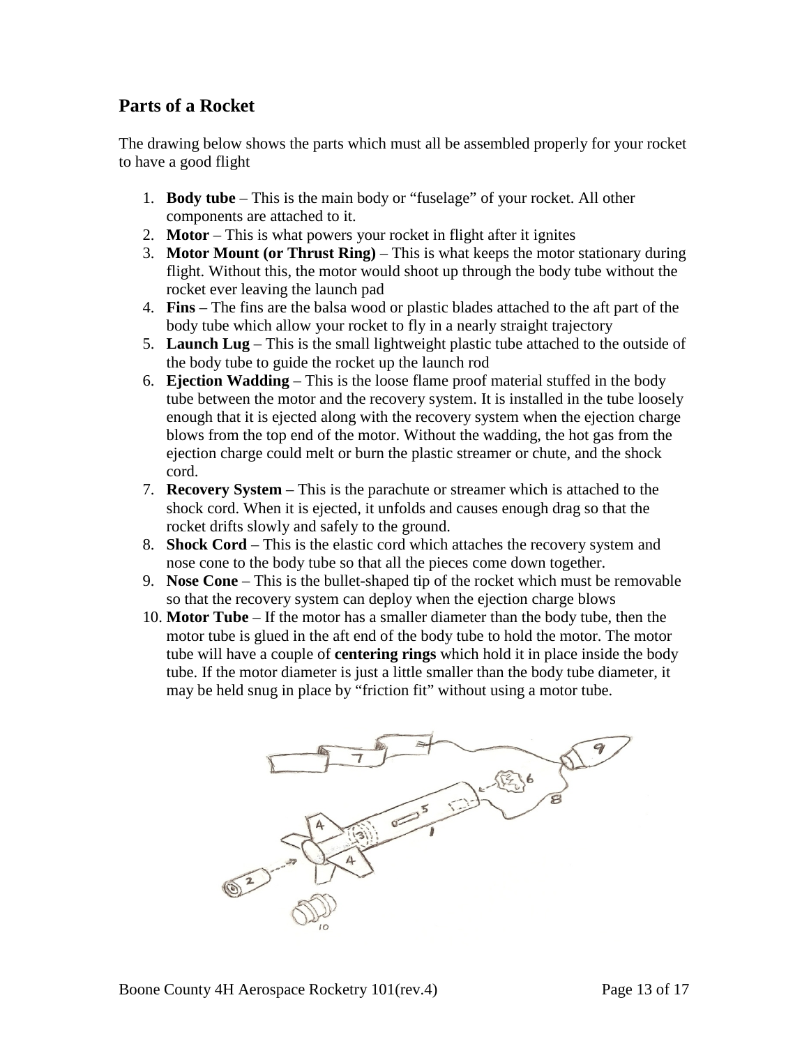## Parts of a Rocket

The drawing below shows the parts which must all be assembled properly for your rocket to have a good flight

1. **Body tube** – This is the main body or "fuselage" of your rocket. All other components are attached to it.
2. **Motor** – This is what powers your rocket in flight after it ignites
3. **Motor Mount (or Thrust Ring)** – This is what keeps the motor stationary during flight. Without this, the motor would shoot up through the body tube without the rocket ever leaving the launch pad
4. **Fins** – The fins are the balsa wood or plastic blades attached to the aft part of the body tube which allow your rocket to fly in a nearly straight trajectory
5. **Launch Lug** – This is the small lightweight plastic tube attached to the outside of the body tube to guide the rocket up the launch rod
6. **Ejection Wadding** – This is the loose flame proof material stuffed in the body tube between the motor and the recovery system. It is installed in the tube loosely enough that it is ejected along with the recovery system when the ejection charge blows from the top end of the motor. Without the wadding, the hot gas from the ejection charge could melt or burn the plastic streamer or chute, and the shock cord.
7. **Recovery System** – This is the parachute or streamer which is attached to the shock cord. When it is ejected, it unfolds and causes enough drag so that the rocket drifts slowly and safely to the ground.
8. **Shock Cord** – This is the elastic cord which attaches the recovery system and nose cone to the body tube so that all the pieces come down together.
9. **Nose Cone** – This is the bullet-shaped tip of the rocket which must be removable so that the recovery system can deploy when the ejection charge blows
10. **Motor Tube** – If the motor has a smaller diameter than the body tube, then the motor tube is glued in the aft end of the body tube to hold the motor. The motor tube will have a couple of **centering rings** which hold it in place inside the body tube. If the motor diameter is just a little smaller than the body tube diameter, it may be held snug in place by "friction fit" without using a motor tube.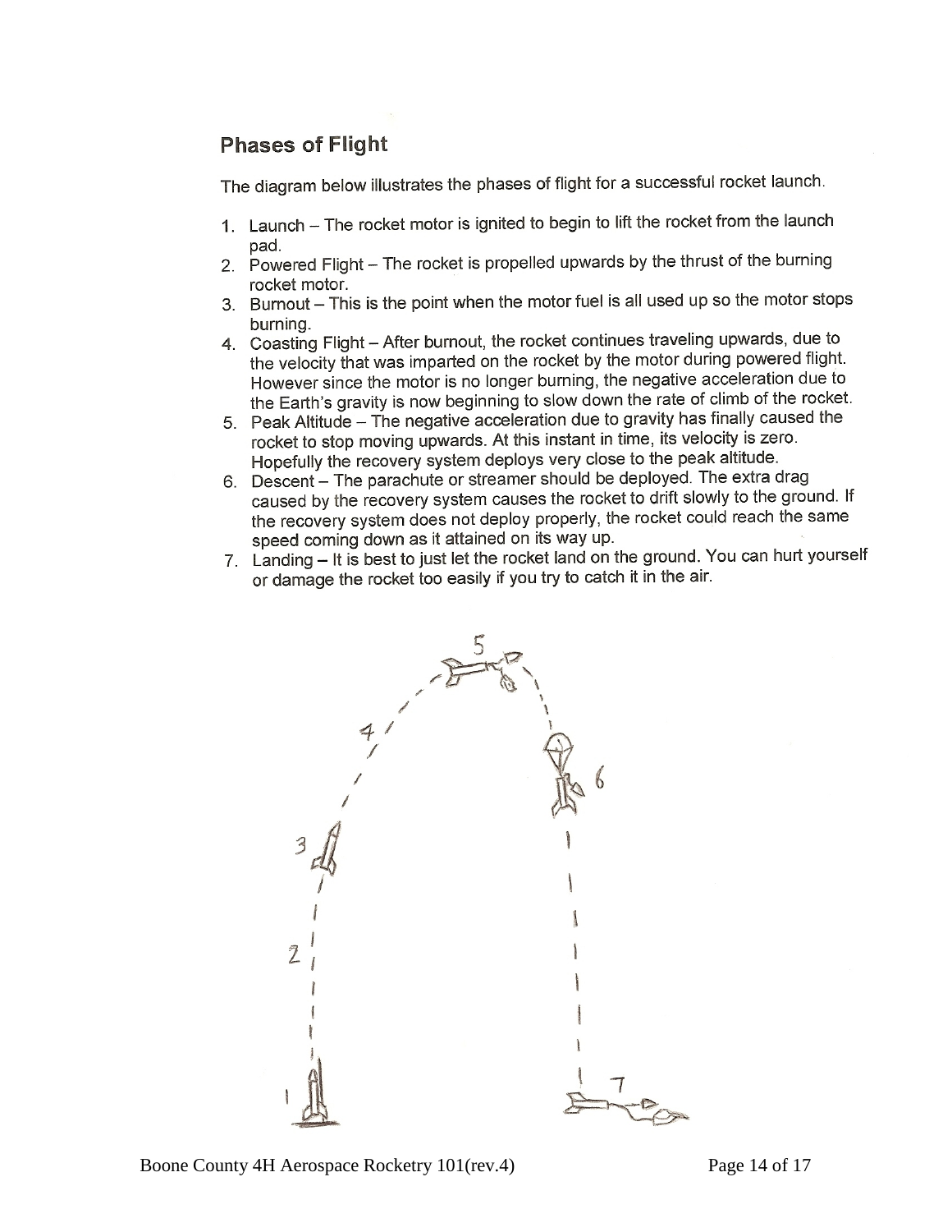## Phases of Flight

The diagram below illustrates the phases of flight for a successful rocket launch.

1. Launch – The rocket motor is ignited to begin to lift the rocket from the launch pad.
2. Powered Flight – The rocket is propelled upwards by the thrust of the burning rocket motor.
3. Burnout – This is the point when the motor fuel is all used up so the motor stops burning.
4. Coasting Flight – After burnout, the rocket continues traveling upwards, due to the velocity that was imparted on the rocket by the motor during powered flight. However since the motor is no longer burning, the negative acceleration due to the Earth's gravity is now beginning to slow down the rate of climb of the rocket.
5. Peak Altitude – The negative acceleration due to gravity has finally caused the rocket to stop moving upwards. At this instant in time, its velocity is zero. Hopefully the recovery system deploys very close to the peak altitude.
6. Descent – The parachute or streamer should be deployed. The extra drag caused by the recovery system causes the rocket to drift slowly to the ground. If the recovery system does not deploy properly, the rocket could reach the same speed coming down as it attained on its way up.
7. Landing – It is best to just let the rocket land on the ground. You can hurt yourself or damage the rocket too easily if you try to catch it in the air.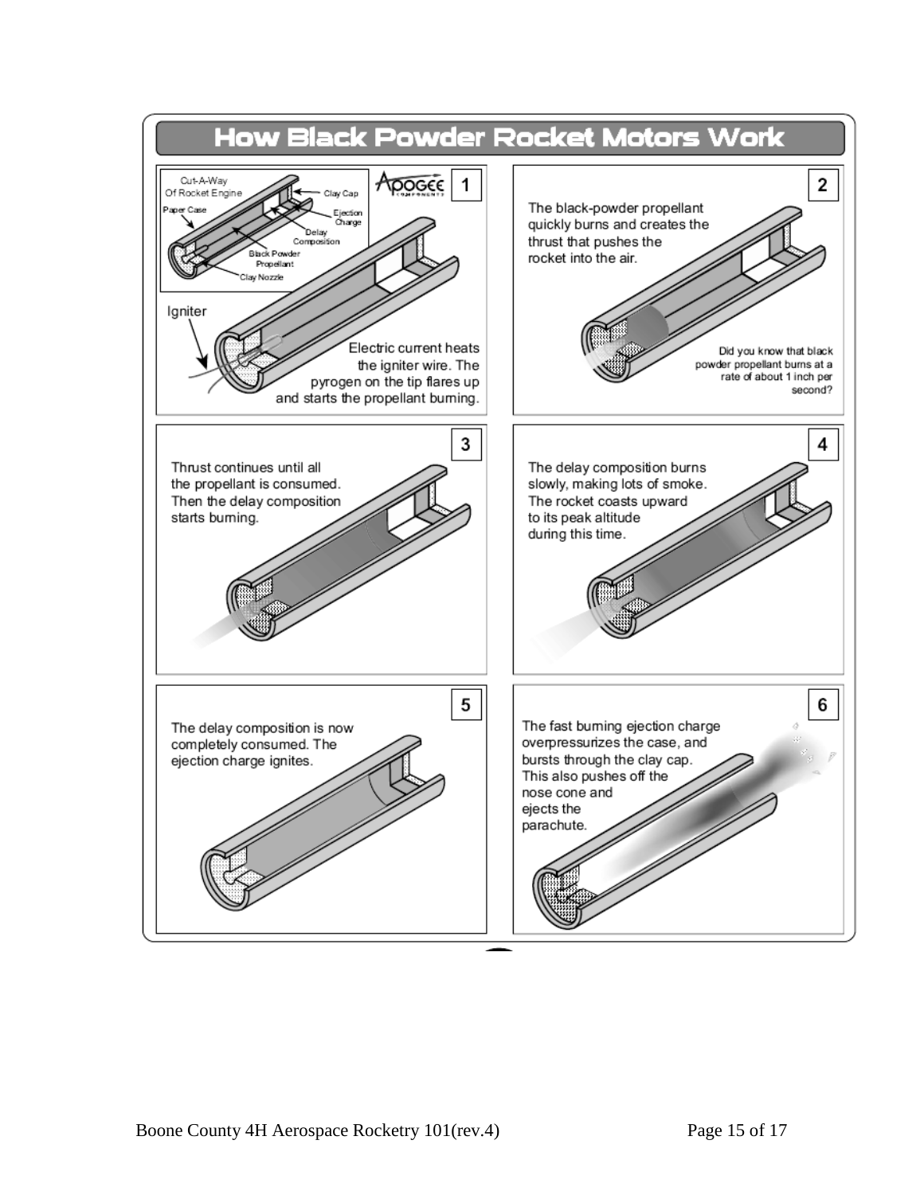# How Black Powder Rocket Motors Work

**1**

Cut-A-Way Of Rocket Engine

Paper Case

Clay Cap

Ejection Charge

Delay Composition

Black Powder Propellant

Clay Nozzle

Igniter

Electric current heats the igniter wire. The pyrogen on the tip flares up and starts the propellant burning.

**2**

The black-powder propellant quickly burns and creates the thrust that pushes the rocket into the air.

Did you know that black powder propellant burns at a rate of about 1 inch per second?

**3**

Thrust continues until all the propellant is consumed. Then the delay composition starts burning.

**4**

The delay composition burns slowly, making lots of smoke. The rocket coasts upward to its peak altitude during this time.

**5**

The delay composition is now completely consumed. The ejection charge ignites.

**6**

The fast burning ejection charge overpressurizes the case, and bursts through the clay cap. This also pushes off the nose cone and ejects the parachute.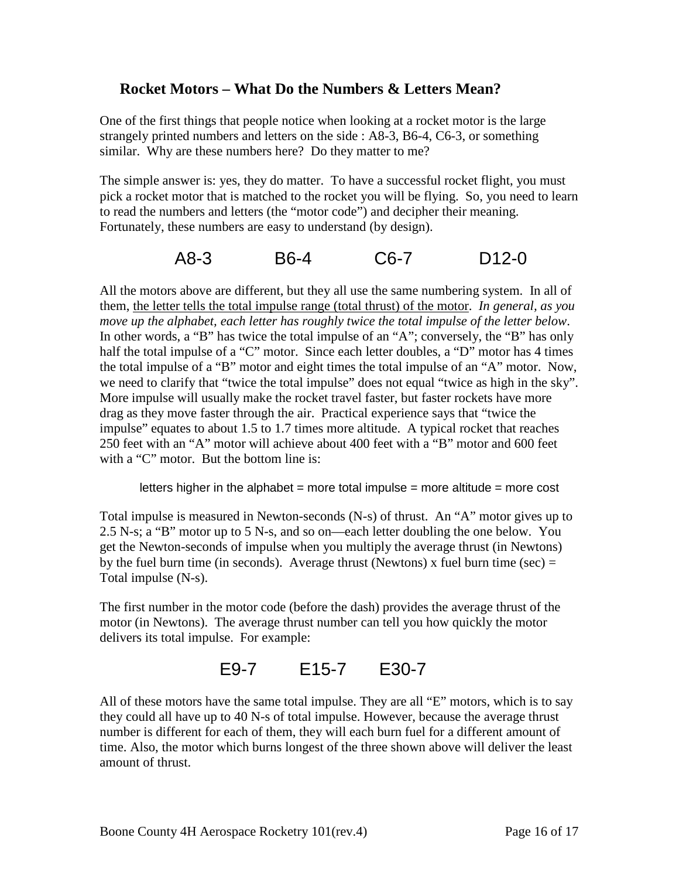## Rocket Motors – What Do the Numbers & Letters Mean?

One of the first things that people notice when looking at a rocket motor is the large strangely printed numbers and letters on the side : A8-3, B6-4, C6-3, or something similar. Why are these numbers here? Do they matter to me?

The simple answer is: yes, they do matter. To have a successful rocket flight, you must pick a rocket motor that is matched to the rocket you will be flying. So, you need to learn to read the numbers and letters (the "motor code") and decipher their meaning. Fortunately, these numbers are easy to understand (by design).

A8-3 B6-4 C6-7 D12-0

All the motors above are different, but they all use the same numbering system. In all of them, <u>the letter tells the total impulse range (total thrust) of the motor</u>. *In general, as you move up the alphabet, each letter has roughly twice the total impulse of the letter below*. In other words, a "B" has twice the total impulse of an "A"; conversely, the "B" has only half the total impulse of a "C" motor. Since each letter doubles, a "D" motor has 4 times the total impulse of a "B" motor and eight times the total impulse of an "A" motor. Now, we need to clarify that "twice the total impulse" does not equal "twice as high in the sky". More impulse will usually make the rocket travel faster, but faster rockets have more drag as they move faster through the air. Practical experience says that "twice the impulse" equates to about 1.5 to 1.7 times more altitude. A typical rocket that reaches 250 feet with an "A" motor will achieve about 400 feet with a "B" motor and 600 feet with a "C" motor. But the bottom line is:

letters higher in the alphabet = more total impulse = more altitude = more cost

Total impulse is measured in Newton-seconds (N-s) of thrust. An "A" motor gives up to 2.5 N-s; a "B" motor up to 5 N-s, and so on—each letter doubling the one below. You get the Newton-seconds of impulse when you multiply the average thrust (in Newtons) by the fuel burn time (in seconds). Average thrust (Newtons) x fuel burn time (sec) = Total impulse (N-s).

The first number in the motor code (before the dash) provides the average thrust of the motor (in Newtons). The average thrust number can tell you how quickly the motor delivers its total impulse. For example:

E9-7 E15-7 E30-7

All of these motors have the same total impulse. They are all "E" motors, which is to say they could all have up to 40 N-s of total impulse. However, because the average thrust number is different for each of them, they will each burn fuel for a different amount of time. Also, the motor which burns longest of the three shown above will deliver the least amount of thrust.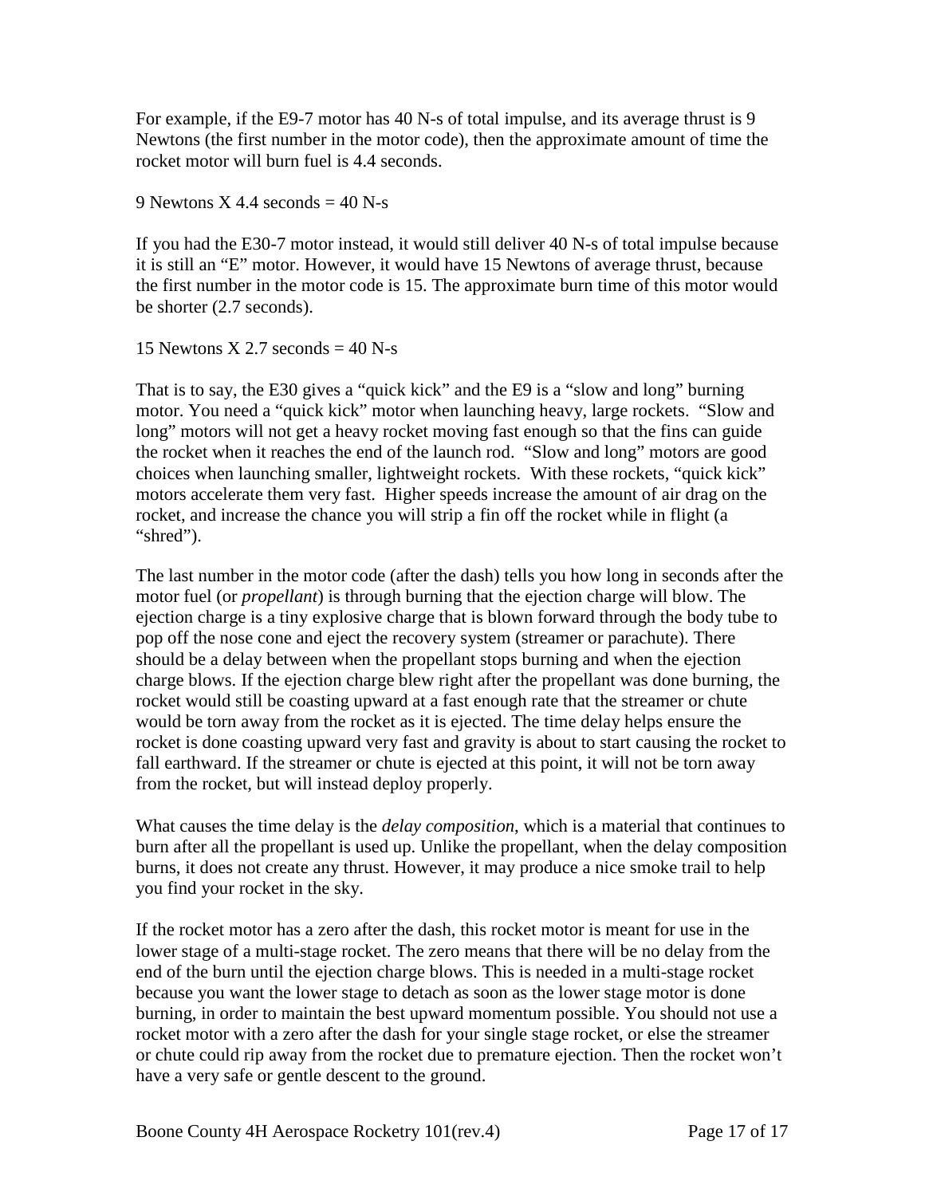For example, if the E9-7 motor has 40 N-s of total impulse, and its average thrust is 9 Newtons (the first number in the motor code), then the approximate amount of time the rocket motor will burn fuel is 4.4 seconds.

9 Newtons X 4.4 seconds = 40 N-s

If you had the E30-7 motor instead, it would still deliver 40 N-s of total impulse because it is still an "E" motor. However, it would have 15 Newtons of average thrust, because the first number in the motor code is 15. The approximate burn time of this motor would be shorter (2.7 seconds).

15 Newtons X 2.7 seconds = 40 N-s

That is to say, the E30 gives a "quick kick" and the E9 is a "slow and long" burning motor. You need a "quick kick" motor when launching heavy, large rockets. "Slow and long" motors will not get a heavy rocket moving fast enough so that the fins can guide the rocket when it reaches the end of the launch rod. "Slow and long" motors are good choices when launching smaller, lightweight rockets. With these rockets, "quick kick" motors accelerate them very fast. Higher speeds increase the amount of air drag on the rocket, and increase the chance you will strip a fin off the rocket while in flight (a "shred").

The last number in the motor code (after the dash) tells you how long in seconds after the motor fuel (or *propellant*) is through burning that the ejection charge will blow. The ejection charge is a tiny explosive charge that is blown forward through the body tube to pop off the nose cone and eject the recovery system (streamer or parachute). There should be a delay between when the propellant stops burning and when the ejection charge blows. If the ejection charge blew right after the propellant was done burning, the rocket would still be coasting upward at a fast enough rate that the streamer or chute would be torn away from the rocket as it is ejected. The time delay helps ensure the rocket is done coasting upward very fast and gravity is about to start causing the rocket to fall earthward. If the streamer or chute is ejected at this point, it will not be torn away from the rocket, but will instead deploy properly.

What causes the time delay is the *delay composition*, which is a material that continues to burn after all the propellant is used up. Unlike the propellant, when the delay composition burns, it does not create any thrust. However, it may produce a nice smoke trail to help you find your rocket in the sky.

If the rocket motor has a zero after the dash, this rocket motor is meant for use in the lower stage of a multi-stage rocket. The zero means that there will be no delay from the end of the burn until the ejection charge blows. This is needed in a multi-stage rocket because you want the lower stage to detach as soon as the lower stage motor is done burning, in order to maintain the best upward momentum possible. You should not use a rocket motor with a zero after the dash for your single stage rocket, or else the streamer or chute could rip away from the rocket due to premature ejection. Then the rocket won't have a very safe or gentle descent to the ground.